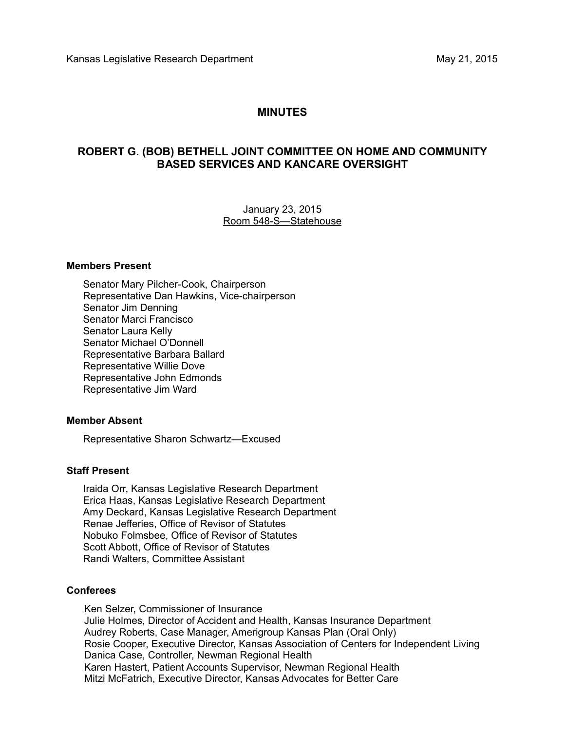Kansas Legislative Research Department May 21, 2015

# MINUTES

## ROBERT G. (BOB) BETHELL JOINT COMMITTEE ON HOME AND COMMUNITY BASED SERVICES AND KANCARE OVERSIGHT

January 23, 2015
Room 548-S—Statehouse

### Members Present

Senator Mary Pilcher-Cook, Chairperson
Representative Dan Hawkins, Vice-chairperson
Senator Jim Denning
Senator Marci Francisco
Senator Laura Kelly
Senator Michael O'Donnell
Representative Barbara Ballard
Representative Willie Dove
Representative John Edmonds
Representative Jim Ward

### Member Absent

Representative Sharon Schwartz—Excused

### Staff Present

Iraida Orr, Kansas Legislative Research Department
Erica Haas, Kansas Legislative Research Department
Amy Deckard, Kansas Legislative Research Department
Renae Jefferies, Office of Revisor of Statutes
Nobuko Folmsbee, Office of Revisor of Statutes
Scott Abbott, Office of Revisor of Statutes
Randi Walters, Committee Assistant

### Conferees

Ken Selzer, Commissioner of Insurance
Julie Holmes, Director of Accident and Health, Kansas Insurance Department
Audrey Roberts, Case Manager, Amerigroup Kansas Plan (Oral Only)
Rosie Cooper, Executive Director, Kansas Association of Centers for Independent Living
Danica Case, Controller, Newman Regional Health
Karen Hastert, Patient Accounts Supervisor, Newman Regional Health
Mitzi McFatrich, Executive Director, Kansas Advocates for Better Care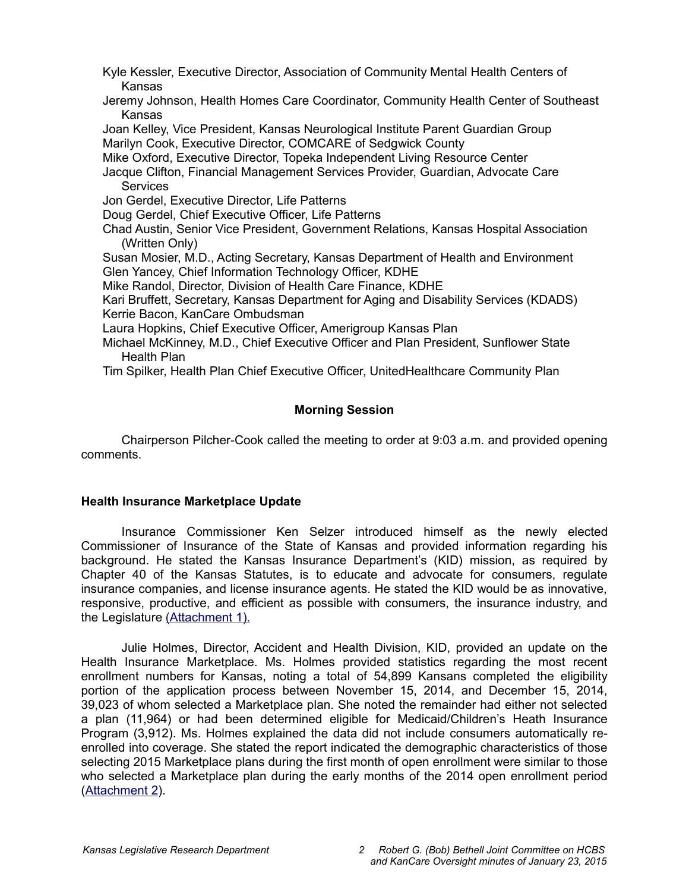Kyle Kessler, Executive Director, Association of Community Mental Health Centers of Kansas

Jeremy Johnson, Health Homes Care Coordinator, Community Health Center of Southeast Kansas

Joan Kelley, Vice President, Kansas Neurological Institute Parent Guardian Group

Marilyn Cook, Executive Director, COMCARE of Sedgwick County

Mike Oxford, Executive Director, Topeka Independent Living Resource Center

Jacque Clifton, Financial Management Services Provider, Guardian, Advocate Care Services

Jon Gerdel, Executive Director, Life Patterns

Doug Gerdel, Chief Executive Officer, Life Patterns

Chad Austin, Senior Vice President, Government Relations, Kansas Hospital Association (Written Only)

Susan Mosier, M.D., Acting Secretary, Kansas Department of Health and Environment

Glen Yancey, Chief Information Technology Officer, KDHE

Mike Randol, Director, Division of Health Care Finance, KDHE

Kari Bruffett, Secretary, Kansas Department for Aging and Disability Services (KDADS)

Kerrie Bacon, KanCare Ombudsman

Laura Hopkins, Chief Executive Officer, Amerigroup Kansas Plan

Michael McKinney, M.D., Chief Executive Officer and Plan President, Sunflower State Health Plan

Tim Spilker, Health Plan Chief Executive Officer, UnitedHealthcare Community Plan

## Morning Session

Chairperson Pilcher-Cook called the meeting to order at 9:03 a.m. and provided opening comments.

### Health Insurance Marketplace Update

Insurance Commissioner Ken Selzer introduced himself as the newly elected Commissioner of Insurance of the State of Kansas and provided information regarding his background. He stated the Kansas Insurance Department's (KID) mission, as required by Chapter 40 of the Kansas Statutes, is to educate and advocate for consumers, regulate insurance companies, and license insurance agents. He stated the KID would be as innovative, responsive, productive, and efficient as possible with consumers, the insurance industry, and the Legislature (Attachment 1).

Julie Holmes, Director, Accident and Health Division, KID, provided an update on the Health Insurance Marketplace. Ms. Holmes provided statistics regarding the most recent enrollment numbers for Kansas, noting a total of 54,899 Kansans completed the eligibility portion of the application process between November 15, 2014, and December 15, 2014, 39,023 of whom selected a Marketplace plan. She noted the remainder had either not selected a plan (11,964) or had been determined eligible for Medicaid/Children's Heath Insurance Program (3,912). Ms. Holmes explained the data did not include consumers automatically re-enrolled into coverage. She stated the report indicated the demographic characteristics of those selecting 2015 Marketplace plans during the first month of open enrollment were similar to those who selected a Marketplace plan during the early months of the 2014 open enrollment period (Attachment 2).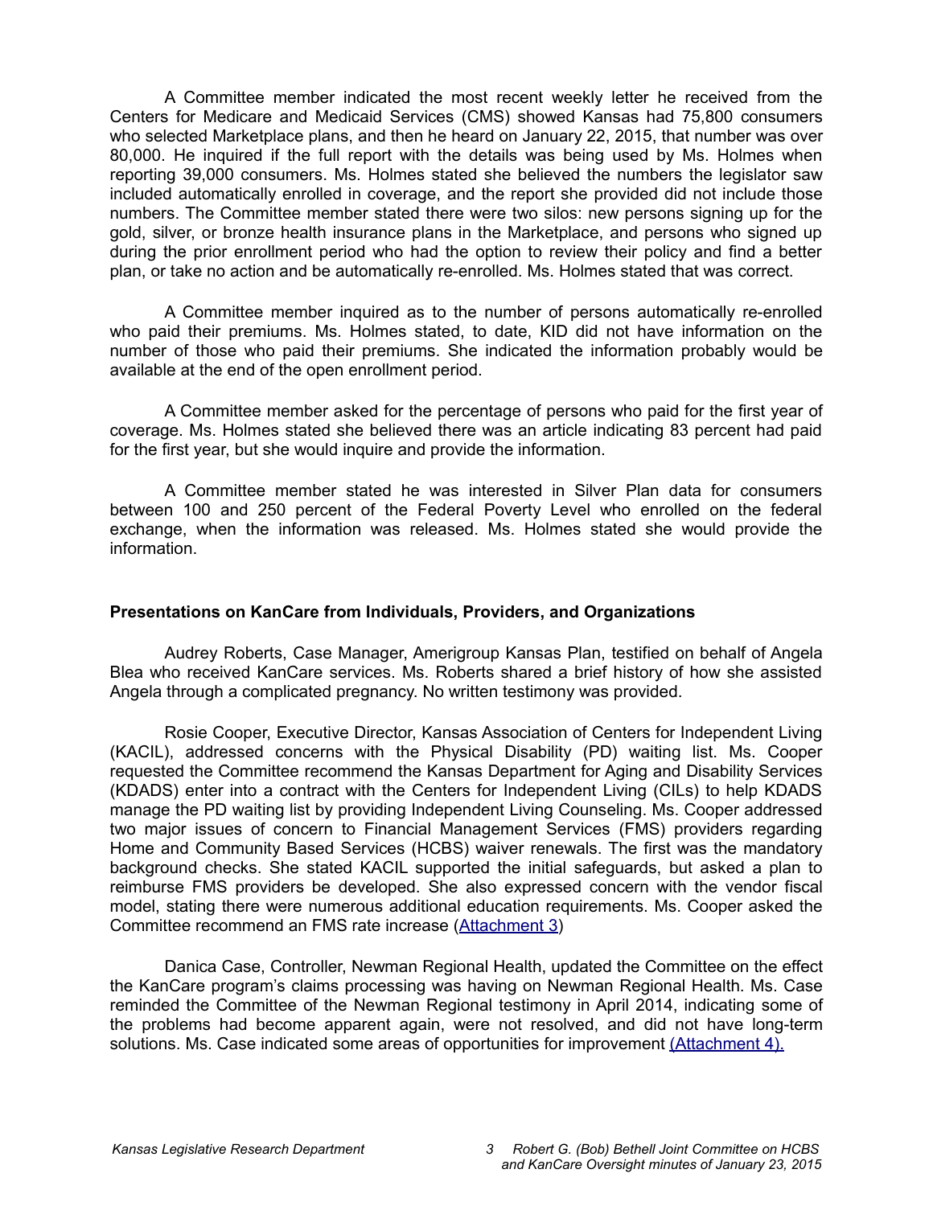A Committee member indicated the most recent weekly letter he received from the Centers for Medicare and Medicaid Services (CMS) showed Kansas had 75,800 consumers who selected Marketplace plans, and then he heard on January 22, 2015, that number was over 80,000. He inquired if the full report with the details was being used by Ms. Holmes when reporting 39,000 consumers. Ms. Holmes stated she believed the numbers the legislator saw included automatically enrolled in coverage, and the report she provided did not include those numbers. The Committee member stated there were two silos: new persons signing up for the gold, silver, or bronze health insurance plans in the Marketplace, and persons who signed up during the prior enrollment period who had the option to review their policy and find a better plan, or take no action and be automatically re-enrolled. Ms. Holmes stated that was correct.

A Committee member inquired as to the number of persons automatically re-enrolled who paid their premiums. Ms. Holmes stated, to date, KID did not have information on the number of those who paid their premiums. She indicated the information probably would be available at the end of the open enrollment period.

A Committee member asked for the percentage of persons who paid for the first year of coverage. Ms. Holmes stated she believed there was an article indicating 83 percent had paid for the first year, but she would inquire and provide the information.

A Committee member stated he was interested in Silver Plan data for consumers between 100 and 250 percent of the Federal Poverty Level who enrolled on the federal exchange, when the information was released. Ms. Holmes stated she would provide the information.

**Presentations on KanCare from Individuals, Providers, and Organizations**

Audrey Roberts, Case Manager, Amerigroup Kansas Plan, testified on behalf of Angela Blea who received KanCare services. Ms. Roberts shared a brief history of how she assisted Angela through a complicated pregnancy. No written testimony was provided.

Rosie Cooper, Executive Director, Kansas Association of Centers for Independent Living (KACIL), addressed concerns with the Physical Disability (PD) waiting list. Ms. Cooper requested the Committee recommend the Kansas Department for Aging and Disability Services (KDADS) enter into a contract with the Centers for Independent Living (CILs) to help KDADS manage the PD waiting list by providing Independent Living Counseling. Ms. Cooper addressed two major issues of concern to Financial Management Services (FMS) providers regarding Home and Community Based Services (HCBS) waiver renewals. The first was the mandatory background checks. She stated KACIL supported the initial safeguards, but asked a plan to reimburse FMS providers be developed. She also expressed concern with the vendor fiscal model, stating there were numerous additional education requirements. Ms. Cooper asked the Committee recommend an FMS rate increase (Attachment 3)

Danica Case, Controller, Newman Regional Health, updated the Committee on the effect the KanCare program's claims processing was having on Newman Regional Health. Ms. Case reminded the Committee of the Newman Regional testimony in April 2014, indicating some of the problems had become apparent again, were not resolved, and did not have long-term solutions. Ms. Case indicated some areas of opportunities for improvement (Attachment 4).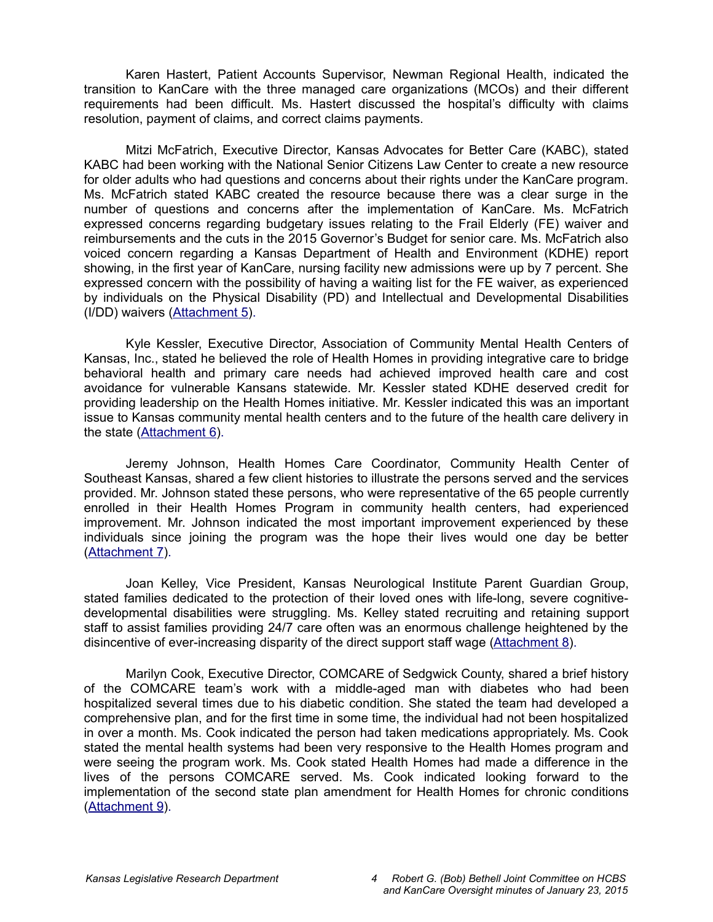Karen Hastert, Patient Accounts Supervisor, Newman Regional Health, indicated the transition to KanCare with the three managed care organizations (MCOs) and their different requirements had been difficult. Ms. Hastert discussed the hospital's difficulty with claims resolution, payment of claims, and correct claims payments.

Mitzi McFatrich, Executive Director, Kansas Advocates for Better Care (KABC), stated KABC had been working with the National Senior Citizens Law Center to create a new resource for older adults who had questions and concerns about their rights under the KanCare program. Ms. McFatrich stated KABC created the resource because there was a clear surge in the number of questions and concerns after the implementation of KanCare. Ms. McFatrich expressed concerns regarding budgetary issues relating to the Frail Elderly (FE) waiver and reimbursements and the cuts in the 2015 Governor's Budget for senior care. Ms. McFatrich also voiced concern regarding a Kansas Department of Health and Environment (KDHE) report showing, in the first year of KanCare, nursing facility new admissions were up by 7 percent. She expressed concern with the possibility of having a waiting list for the FE waiver, as experienced by individuals on the Physical Disability (PD) and Intellectual and Developmental Disabilities (I/DD) waivers (Attachment 5).

Kyle Kessler, Executive Director, Association of Community Mental Health Centers of Kansas, Inc., stated he believed the role of Health Homes in providing integrative care to bridge behavioral health and primary care needs had achieved improved health care and cost avoidance for vulnerable Kansans statewide. Mr. Kessler stated KDHE deserved credit for providing leadership on the Health Homes initiative. Mr. Kessler indicated this was an important issue to Kansas community mental health centers and to the future of the health care delivery in the state (Attachment 6).

Jeremy Johnson, Health Homes Care Coordinator, Community Health Center of Southeast Kansas, shared a few client histories to illustrate the persons served and the services provided. Mr. Johnson stated these persons, who were representative of the 65 people currently enrolled in their Health Homes Program in community health centers, had experienced improvement. Mr. Johnson indicated the most important improvement experienced by these individuals since joining the program was the hope their lives would one day be better (Attachment 7).

Joan Kelley, Vice President, Kansas Neurological Institute Parent Guardian Group, stated families dedicated to the protection of their loved ones with life-long, severe cognitive-developmental disabilities were struggling. Ms. Kelley stated recruiting and retaining support staff to assist families providing 24/7 care often was an enormous challenge heightened by the disincentive of ever-increasing disparity of the direct support staff wage (Attachment 8).

Marilyn Cook, Executive Director, COMCARE of Sedgwick County, shared a brief history of the COMCARE team's work with a middle-aged man with diabetes who had been hospitalized several times due to his diabetic condition. She stated the team had developed a comprehensive plan, and for the first time in some time, the individual had not been hospitalized in over a month. Ms. Cook indicated the person had taken medications appropriately. Ms. Cook stated the mental health systems had been very responsive to the Health Homes program and were seeing the program work. Ms. Cook stated Health Homes had made a difference in the lives of the persons COMCARE served. Ms. Cook indicated looking forward to the implementation of the second state plan amendment for Health Homes for chronic conditions (Attachment 9).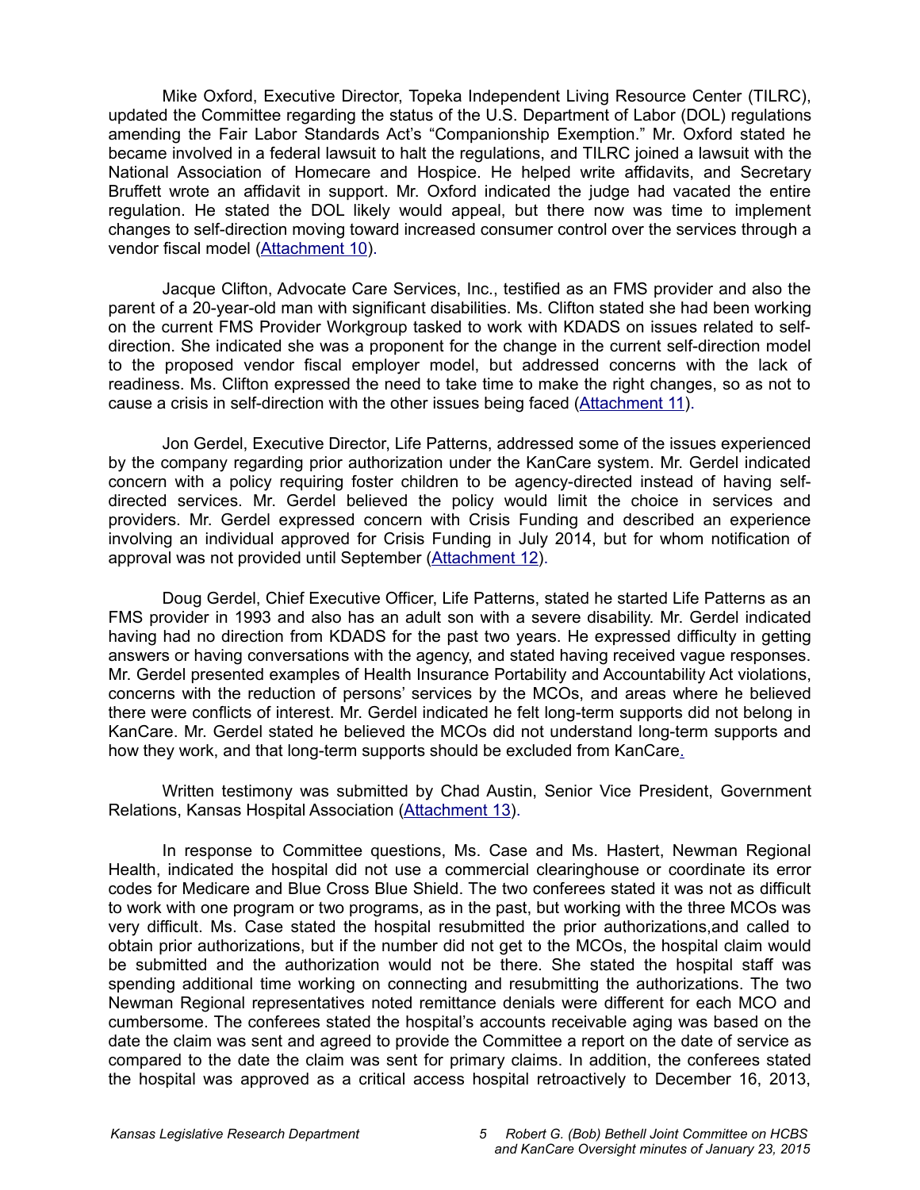Mike Oxford, Executive Director, Topeka Independent Living Resource Center (TILRC), updated the Committee regarding the status of the U.S. Department of Labor (DOL) regulations amending the Fair Labor Standards Act's "Companionship Exemption." Mr. Oxford stated he became involved in a federal lawsuit to halt the regulations, and TILRC joined a lawsuit with the National Association of Homecare and Hospice. He helped write affidavits, and Secretary Bruffett wrote an affidavit in support. Mr. Oxford indicated the judge had vacated the entire regulation. He stated the DOL likely would appeal, but there now was time to implement changes to self-direction moving toward increased consumer control over the services through a vendor fiscal model (Attachment 10).

Jacque Clifton, Advocate Care Services, Inc., testified as an FMS provider and also the parent of a 20-year-old man with significant disabilities. Ms. Clifton stated she had been working on the current FMS Provider Workgroup tasked to work with KDADS on issues related to self-direction. She indicated she was a proponent for the change in the current self-direction model to the proposed vendor fiscal employer model, but addressed concerns with the lack of readiness. Ms. Clifton expressed the need to take time to make the right changes, so as not to cause a crisis in self-direction with the other issues being faced (Attachment 11).

Jon Gerdel, Executive Director, Life Patterns, addressed some of the issues experienced by the company regarding prior authorization under the KanCare system. Mr. Gerdel indicated concern with a policy requiring foster children to be agency-directed instead of having self-directed services. Mr. Gerdel believed the policy would limit the choice in services and providers. Mr. Gerdel expressed concern with Crisis Funding and described an experience involving an individual approved for Crisis Funding in July 2014, but for whom notification of approval was not provided until September (Attachment 12).

Doug Gerdel, Chief Executive Officer, Life Patterns, stated he started Life Patterns as an FMS provider in 1993 and also has an adult son with a severe disability. Mr. Gerdel indicated having had no direction from KDADS for the past two years. He expressed difficulty in getting answers or having conversations with the agency, and stated having received vague responses. Mr. Gerdel presented examples of Health Insurance Portability and Accountability Act violations, concerns with the reduction of persons' services by the MCOs, and areas where he believed there were conflicts of interest. Mr. Gerdel indicated he felt long-term supports did not belong in KanCare. Mr. Gerdel stated he believed the MCOs did not understand long-term supports and how they work, and that long-term supports should be excluded from KanCare.

Written testimony was submitted by Chad Austin, Senior Vice President, Government Relations, Kansas Hospital Association (Attachment 13).

In response to Committee questions, Ms. Case and Ms. Hastert, Newman Regional Health, indicated the hospital did not use a commercial clearinghouse or coordinate its error codes for Medicare and Blue Cross Blue Shield. The two conferees stated it was not as difficult to work with one program or two programs, as in the past, but working with the three MCOs was very difficult. Ms. Case stated the hospital resubmitted the prior authorizations,and called to obtain prior authorizations, but if the number did not get to the MCOs, the hospital claim would be submitted and the authorization would not be there. She stated the hospital staff was spending additional time working on connecting and resubmitting the authorizations. The two Newman Regional representatives noted remittance denials were different for each MCO and cumbersome. The conferees stated the hospital's accounts receivable aging was based on the date the claim was sent and agreed to provide the Committee a report on the date of service as compared to the date the claim was sent for primary claims. In addition, the conferees stated the hospital was approved as a critical access hospital retroactively to December 16, 2013,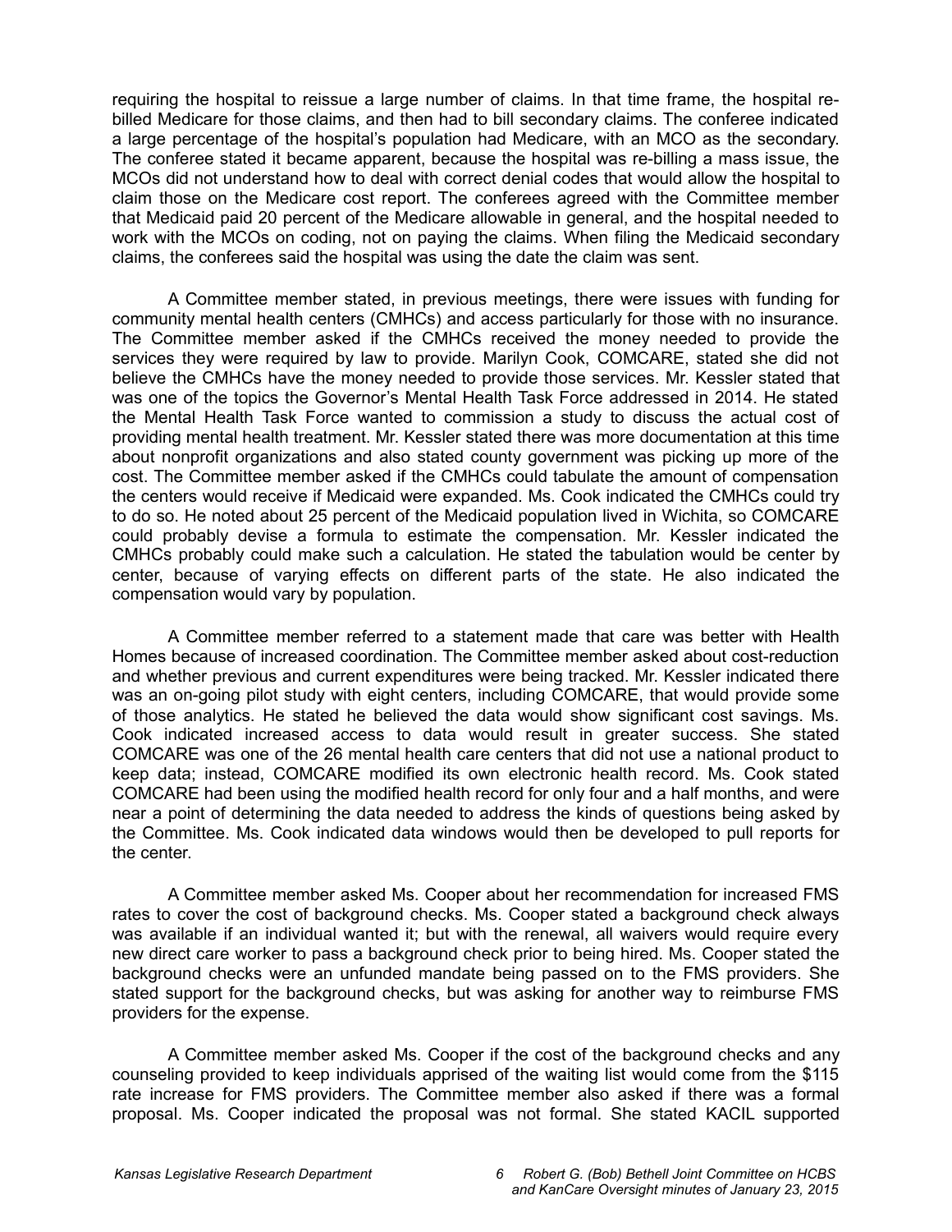requiring the hospital to reissue a large number of claims. In that time frame, the hospital re-billed Medicare for those claims, and then had to bill secondary claims. The conferee indicated a large percentage of the hospital's population had Medicare, with an MCO as the secondary. The conferee stated it became apparent, because the hospital was re-billing a mass issue, the MCOs did not understand how to deal with correct denial codes that would allow the hospital to claim those on the Medicare cost report. The conferees agreed with the Committee member that Medicaid paid 20 percent of the Medicare allowable in general, and the hospital needed to work with the MCOs on coding, not on paying the claims. When filing the Medicaid secondary claims, the conferees said the hospital was using the date the claim was sent.

A Committee member stated, in previous meetings, there were issues with funding for community mental health centers (CMHCs) and access particularly for those with no insurance. The Committee member asked if the CMHCs received the money needed to provide the services they were required by law to provide. Marilyn Cook, COMCARE, stated she did not believe the CMHCs have the money needed to provide those services. Mr. Kessler stated that was one of the topics the Governor's Mental Health Task Force addressed in 2014. He stated the Mental Health Task Force wanted to commission a study to discuss the actual cost of providing mental health treatment. Mr. Kessler stated there was more documentation at this time about nonprofit organizations and also stated county government was picking up more of the cost. The Committee member asked if the CMHCs could tabulate the amount of compensation the centers would receive if Medicaid were expanded. Ms. Cook indicated the CMHCs could try to do so. He noted about 25 percent of the Medicaid population lived in Wichita, so COMCARE could probably devise a formula to estimate the compensation. Mr. Kessler indicated the CMHCs probably could make such a calculation. He stated the tabulation would be center by center, because of varying effects on different parts of the state. He also indicated the compensation would vary by population.

A Committee member referred to a statement made that care was better with Health Homes because of increased coordination. The Committee member asked about cost-reduction and whether previous and current expenditures were being tracked. Mr. Kessler indicated there was an on-going pilot study with eight centers, including COMCARE, that would provide some of those analytics. He stated he believed the data would show significant cost savings. Ms. Cook indicated increased access to data would result in greater success. She stated COMCARE was one of the 26 mental health care centers that did not use a national product to keep data; instead, COMCARE modified its own electronic health record. Ms. Cook stated COMCARE had been using the modified health record for only four and a half months, and were near a point of determining the data needed to address the kinds of questions being asked by the Committee. Ms. Cook indicated data windows would then be developed to pull reports for the center.

A Committee member asked Ms. Cooper about her recommendation for increased FMS rates to cover the cost of background checks. Ms. Cooper stated a background check always was available if an individual wanted it; but with the renewal, all waivers would require every new direct care worker to pass a background check prior to being hired. Ms. Cooper stated the background checks were an unfunded mandate being passed on to the FMS providers. She stated support for the background checks, but was asking for another way to reimburse FMS providers for the expense.

A Committee member asked Ms. Cooper if the cost of the background checks and any counseling provided to keep individuals apprised of the waiting list would come from the $115 rate increase for FMS providers. The Committee member also asked if there was a formal proposal. Ms. Cooper indicated the proposal was not formal. She stated KACIL supported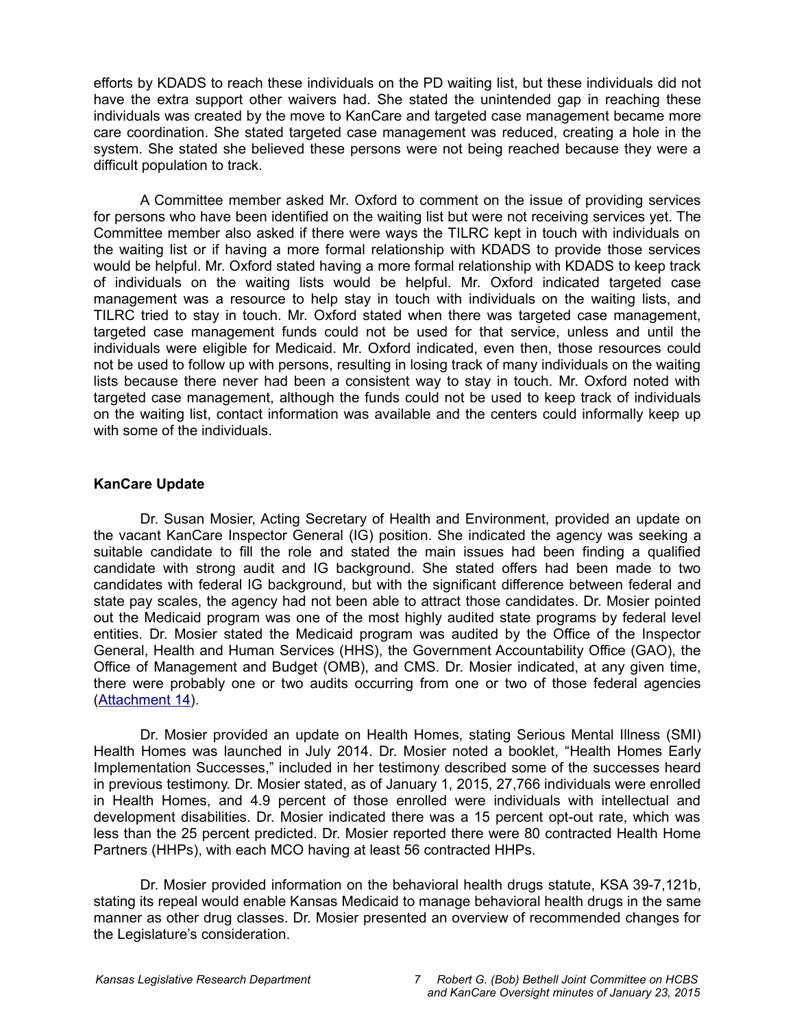efforts by KDADS to reach these individuals on the PD waiting list, but these individuals did not have the extra support other waivers had. She stated the unintended gap in reaching these individuals was created by the move to KanCare and targeted case management became more care coordination. She stated targeted case management was reduced, creating a hole in the system. She stated she believed these persons were not being reached because they were a difficult population to track.

A Committee member asked Mr. Oxford to comment on the issue of providing services for persons who have been identified on the waiting list but were not receiving services yet. The Committee member also asked if there were ways the TILRC kept in touch with individuals on the waiting list or if having a more formal relationship with KDADS to provide those services would be helpful. Mr. Oxford stated having a more formal relationship with KDADS to keep track of individuals on the waiting lists would be helpful. Mr. Oxford indicated targeted case management was a resource to help stay in touch with individuals on the waiting lists, and TILRC tried to stay in touch. Mr. Oxford stated when there was targeted case management, targeted case management funds could not be used for that service, unless and until the individuals were eligible for Medicaid. Mr. Oxford indicated, even then, those resources could not be used to follow up with persons, resulting in losing track of many individuals on the waiting lists because there never had been a consistent way to stay in touch. Mr. Oxford noted with targeted case management, although the funds could not be used to keep track of individuals on the waiting list, contact information was available and the centers could informally keep up with some of the individuals.

**KanCare Update**

Dr. Susan Mosier, Acting Secretary of Health and Environment, provided an update on the vacant KanCare Inspector General (IG) position. She indicated the agency was seeking a suitable candidate to fill the role and stated the main issues had been finding a qualified candidate with strong audit and IG background. She stated offers had been made to two candidates with federal IG background, but with the significant difference between federal and state pay scales, the agency had not been able to attract those candidates. Dr. Mosier pointed out the Medicaid program was one of the most highly audited state programs by federal level entities. Dr. Mosier stated the Medicaid program was audited by the Office of the Inspector General, Health and Human Services (HHS), the Government Accountability Office (GAO), the Office of Management and Budget (OMB), and CMS. Dr. Mosier indicated, at any given time, there were probably one or two audits occurring from one or two of those federal agencies (Attachment 14).

Dr. Mosier provided an update on Health Homes, stating Serious Mental Illness (SMI) Health Homes was launched in July 2014. Dr. Mosier noted a booklet, "Health Homes Early Implementation Successes," included in her testimony described some of the successes heard in previous testimony. Dr. Mosier stated, as of January 1, 2015, 27,766 individuals were enrolled in Health Homes, and 4.9 percent of those enrolled were individuals with intellectual and development disabilities. Dr. Mosier indicated there was a 15 percent opt-out rate, which was less than the 25 percent predicted. Dr. Mosier reported there were 80 contracted Health Home Partners (HHPs), with each MCO having at least 56 contracted HHPs.

Dr. Mosier provided information on the behavioral health drugs statute, KSA 39-7,121b, stating its repeal would enable Kansas Medicaid to manage behavioral health drugs in the same manner as other drug classes. Dr. Mosier presented an overview of recommended changes for the Legislature's consideration.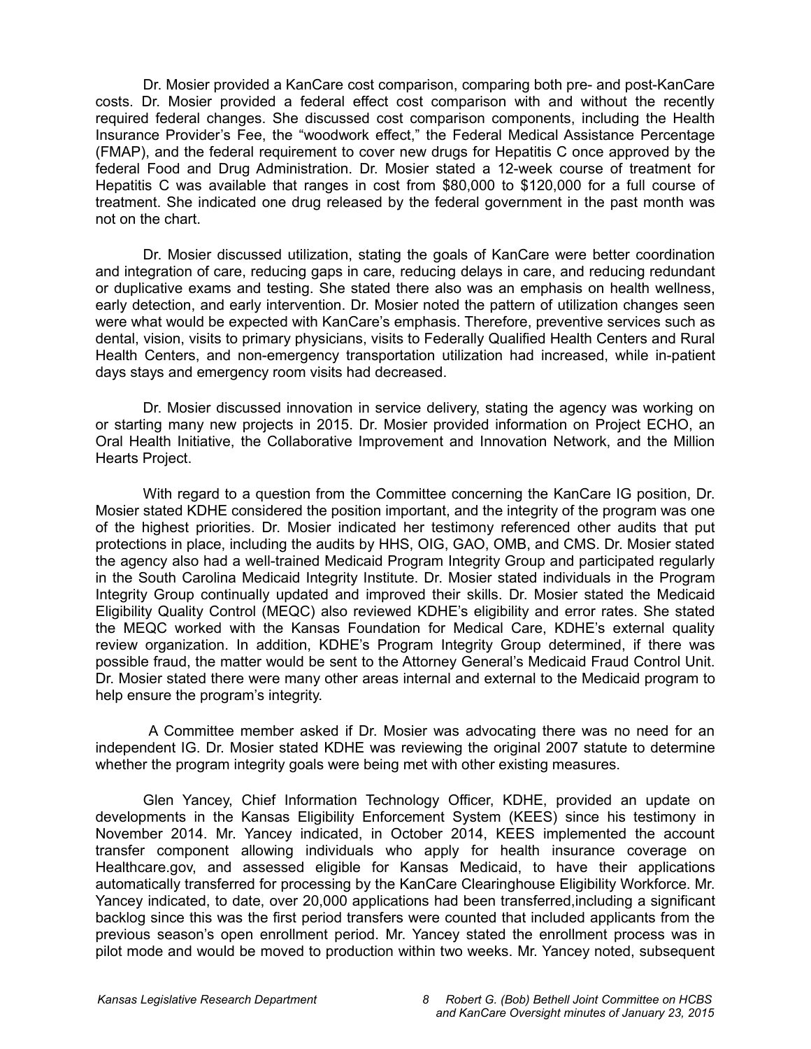Dr. Mosier provided a KanCare cost comparison, comparing both pre- and post-KanCare costs. Dr. Mosier provided a federal effect cost comparison with and without the recently required federal changes. She discussed cost comparison components, including the Health Insurance Provider's Fee, the "woodwork effect," the Federal Medical Assistance Percentage (FMAP), and the federal requirement to cover new drugs for Hepatitis C once approved by the federal Food and Drug Administration. Dr. Mosier stated a 12-week course of treatment for Hepatitis C was available that ranges in cost from $80,000 to $120,000 for a full course of treatment. She indicated one drug released by the federal government in the past month was not on the chart.

Dr. Mosier discussed utilization, stating the goals of KanCare were better coordination and integration of care, reducing gaps in care, reducing delays in care, and reducing redundant or duplicative exams and testing. She stated there also was an emphasis on health wellness, early detection, and early intervention. Dr. Mosier noted the pattern of utilization changes seen were what would be expected with KanCare's emphasis. Therefore, preventive services such as dental, vision, visits to primary physicians, visits to Federally Qualified Health Centers and Rural Health Centers, and non-emergency transportation utilization had increased, while in-patient days stays and emergency room visits had decreased.

Dr. Mosier discussed innovation in service delivery, stating the agency was working on or starting many new projects in 2015. Dr. Mosier provided information on Project ECHO, an Oral Health Initiative, the Collaborative Improvement and Innovation Network, and the Million Hearts Project.

With regard to a question from the Committee concerning the KanCare IG position, Dr. Mosier stated KDHE considered the position important, and the integrity of the program was one of the highest priorities. Dr. Mosier indicated her testimony referenced other audits that put protections in place, including the audits by HHS, OIG, GAO, OMB, and CMS. Dr. Mosier stated the agency also had a well-trained Medicaid Program Integrity Group and participated regularly in the South Carolina Medicaid Integrity Institute. Dr. Mosier stated individuals in the Program Integrity Group continually updated and improved their skills. Dr. Mosier stated the Medicaid Eligibility Quality Control (MEQC) also reviewed KDHE's eligibility and error rates. She stated the MEQC worked with the Kansas Foundation for Medical Care, KDHE's external quality review organization. In addition, KDHE's Program Integrity Group determined, if there was possible fraud, the matter would be sent to the Attorney General's Medicaid Fraud Control Unit. Dr. Mosier stated there were many other areas internal and external to the Medicaid program to help ensure the program's integrity.

A Committee member asked if Dr. Mosier was advocating there was no need for an independent IG. Dr. Mosier stated KDHE was reviewing the original 2007 statute to determine whether the program integrity goals were being met with other existing measures.

Glen Yancey, Chief Information Technology Officer, KDHE, provided an update on developments in the Kansas Eligibility Enforcement System (KEES) since his testimony in November 2014. Mr. Yancey indicated, in October 2014, KEES implemented the account transfer component allowing individuals who apply for health insurance coverage on Healthcare.gov, and assessed eligible for Kansas Medicaid, to have their applications automatically transferred for processing by the KanCare Clearinghouse Eligibility Workforce. Mr. Yancey indicated, to date, over 20,000 applications had been transferred,including a significant backlog since this was the first period transfers were counted that included applicants from the previous season's open enrollment period. Mr. Yancey stated the enrollment process was in pilot mode and would be moved to production within two weeks. Mr. Yancey noted, subsequent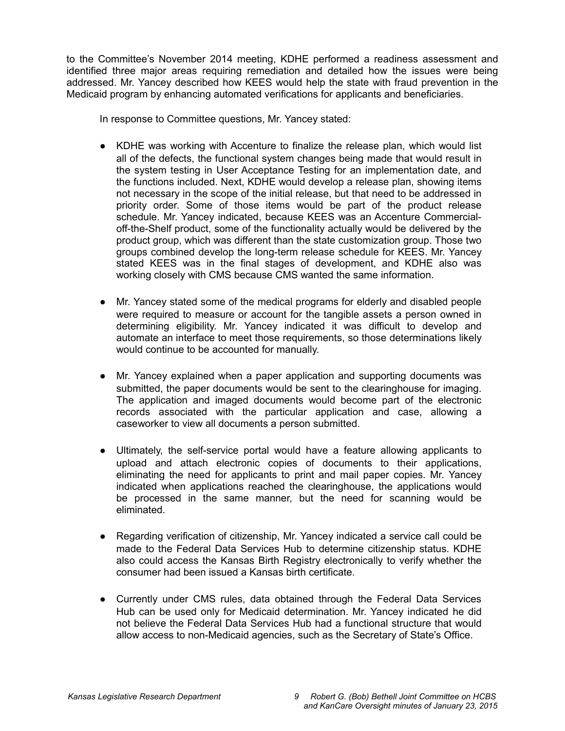to the Committee's November 2014 meeting, KDHE performed a readiness assessment and identified three major areas requiring remediation and detailed how the issues were being addressed. Mr. Yancey described how KEES would help the state with fraud prevention in the Medicaid program by enhancing automated verifications for applicants and beneficiaries.

In response to Committee questions, Mr. Yancey stated:

- KDHE was working with Accenture to finalize the release plan, which would list all of the defects, the functional system changes being made that would result in the system testing in User Acceptance Testing for an implementation date, and the functions included. Next, KDHE would develop a release plan, showing items not necessary in the scope of the initial release, but that need to be addressed in priority order. Some of those items would be part of the product release schedule. Mr. Yancey indicated, because KEES was an Accenture Commercial-off-the-Shelf product, some of the functionality actually would be delivered by the product group, which was different than the state customization group. Those two groups combined develop the long-term release schedule for KEES. Mr. Yancey stated KEES was in the final stages of development, and KDHE also was working closely with CMS because CMS wanted the same information.

- Mr. Yancey stated some of the medical programs for elderly and disabled people were required to measure or account for the tangible assets a person owned in determining eligibility. Mr. Yancey indicated it was difficult to develop and automate an interface to meet those requirements, so those determinations likely would continue to be accounted for manually.

- Mr. Yancey explained when a paper application and supporting documents was submitted, the paper documents would be sent to the clearinghouse for imaging. The application and imaged documents would become part of the electronic records associated with the particular application and case, allowing a caseworker to view all documents a person submitted.

- Ultimately, the self-service portal would have a feature allowing applicants to upload and attach electronic copies of documents to their applications, eliminating the need for applicants to print and mail paper copies. Mr. Yancey indicated when applications reached the clearinghouse, the applications would be processed in the same manner, but the need for scanning would be eliminated.

- Regarding verification of citizenship, Mr. Yancey indicated a service call could be made to the Federal Data Services Hub to determine citizenship status. KDHE also could access the Kansas Birth Registry electronically to verify whether the consumer had been issued a Kansas birth certificate.

- Currently under CMS rules, data obtained through the Federal Data Services Hub can be used only for Medicaid determination. Mr. Yancey indicated he did not believe the Federal Data Services Hub had a functional structure that would allow access to non-Medicaid agencies, such as the Secretary of State's Office.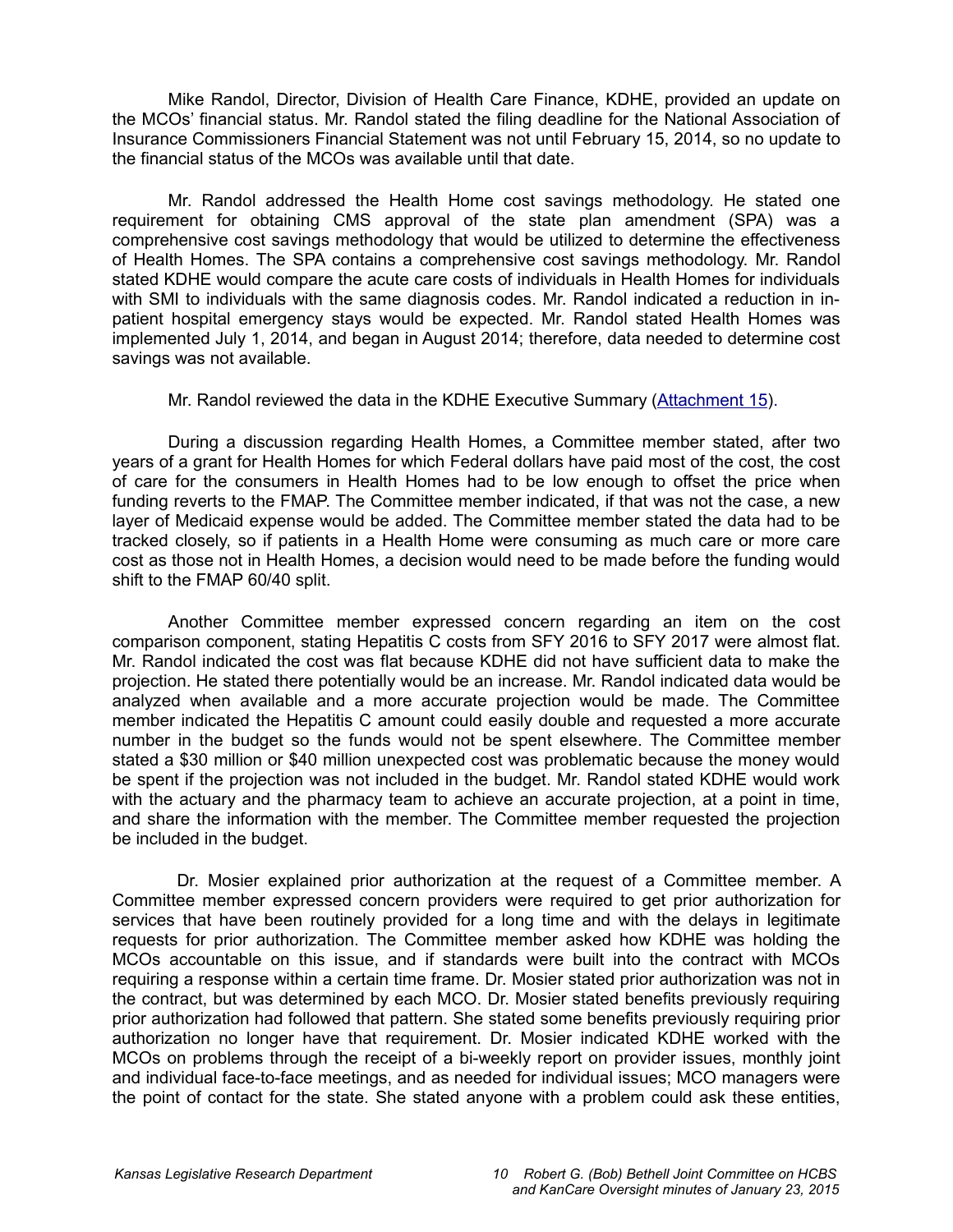Mike Randol, Director, Division of Health Care Finance, KDHE, provided an update on the MCOs' financial status. Mr. Randol stated the filing deadline for the National Association of Insurance Commissioners Financial Statement was not until February 15, 2014, so no update to the financial status of the MCOs was available until that date.

Mr. Randol addressed the Health Home cost savings methodology. He stated one requirement for obtaining CMS approval of the state plan amendment (SPA) was a comprehensive cost savings methodology that would be utilized to determine the effectiveness of Health Homes. The SPA contains a comprehensive cost savings methodology. Mr. Randol stated KDHE would compare the acute care costs of individuals in Health Homes for individuals with SMI to individuals with the same diagnosis codes. Mr. Randol indicated a reduction in in-patient hospital emergency stays would be expected. Mr. Randol stated Health Homes was implemented July 1, 2014, and began in August 2014; therefore, data needed to determine cost savings was not available.

Mr. Randol reviewed the data in the KDHE Executive Summary (Attachment 15).

During a discussion regarding Health Homes, a Committee member stated, after two years of a grant for Health Homes for which Federal dollars have paid most of the cost, the cost of care for the consumers in Health Homes had to be low enough to offset the price when funding reverts to the FMAP. The Committee member indicated, if that was not the case, a new layer of Medicaid expense would be added. The Committee member stated the data had to be tracked closely, so if patients in a Health Home were consuming as much care or more care cost as those not in Health Homes, a decision would need to be made before the funding would shift to the FMAP 60/40 split.

Another Committee member expressed concern regarding an item on the cost comparison component, stating Hepatitis C costs from SFY 2016 to SFY 2017 were almost flat. Mr. Randol indicated the cost was flat because KDHE did not have sufficient data to make the projection. He stated there potentially would be an increase. Mr. Randol indicated data would be analyzed when available and a more accurate projection would be made. The Committee member indicated the Hepatitis C amount could easily double and requested a more accurate number in the budget so the funds would not be spent elsewhere. The Committee member stated a $30 million or $40 million unexpected cost was problematic because the money would be spent if the projection was not included in the budget. Mr. Randol stated KDHE would work with the actuary and the pharmacy team to achieve an accurate projection, at a point in time, and share the information with the member. The Committee member requested the projection be included in the budget.

Dr. Mosier explained prior authorization at the request of a Committee member. A Committee member expressed concern providers were required to get prior authorization for services that have been routinely provided for a long time and with the delays in legitimate requests for prior authorization. The Committee member asked how KDHE was holding the MCOs accountable on this issue, and if standards were built into the contract with MCOs requiring a response within a certain time frame. Dr. Mosier stated prior authorization was not in the contract, but was determined by each MCO. Dr. Mosier stated benefits previously requiring prior authorization had followed that pattern. She stated some benefits previously requiring prior authorization no longer have that requirement. Dr. Mosier indicated KDHE worked with the MCOs on problems through the receipt of a bi-weekly report on provider issues, monthly joint and individual face-to-face meetings, and as needed for individual issues; MCO managers were the point of contact for the state. She stated anyone with a problem could ask these entities,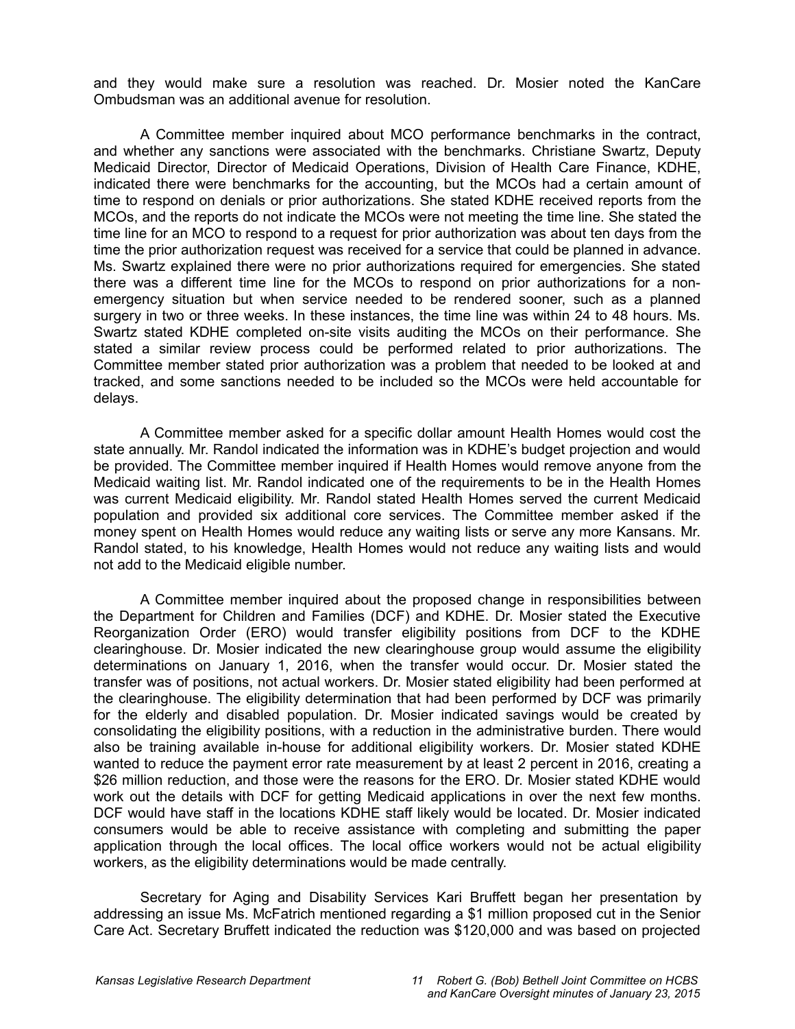and they would make sure a resolution was reached. Dr. Mosier noted the KanCare Ombudsman was an additional avenue for resolution.

A Committee member inquired about MCO performance benchmarks in the contract, and whether any sanctions were associated with the benchmarks. Christiane Swartz, Deputy Medicaid Director, Director of Medicaid Operations, Division of Health Care Finance, KDHE, indicated there were benchmarks for the accounting, but the MCOs had a certain amount of time to respond on denials or prior authorizations. She stated KDHE received reports from the MCOs, and the reports do not indicate the MCOs were not meeting the time line. She stated the time line for an MCO to respond to a request for prior authorization was about ten days from the time the prior authorization request was received for a service that could be planned in advance. Ms. Swartz explained there were no prior authorizations required for emergencies. She stated there was a different time line for the MCOs to respond on prior authorizations for a non-emergency situation but when service needed to be rendered sooner, such as a planned surgery in two or three weeks. In these instances, the time line was within 24 to 48 hours. Ms. Swartz stated KDHE completed on-site visits auditing the MCOs on their performance. She stated a similar review process could be performed related to prior authorizations. The Committee member stated prior authorization was a problem that needed to be looked at and tracked, and some sanctions needed to be included so the MCOs were held accountable for delays.

A Committee member asked for a specific dollar amount Health Homes would cost the state annually. Mr. Randol indicated the information was in KDHE's budget projection and would be provided. The Committee member inquired if Health Homes would remove anyone from the Medicaid waiting list. Mr. Randol indicated one of the requirements to be in the Health Homes was current Medicaid eligibility. Mr. Randol stated Health Homes served the current Medicaid population and provided six additional core services. The Committee member asked if the money spent on Health Homes would reduce any waiting lists or serve any more Kansans. Mr. Randol stated, to his knowledge, Health Homes would not reduce any waiting lists and would not add to the Medicaid eligible number.

A Committee member inquired about the proposed change in responsibilities between the Department for Children and Families (DCF) and KDHE. Dr. Mosier stated the Executive Reorganization Order (ERO) would transfer eligibility positions from DCF to the KDHE clearinghouse. Dr. Mosier indicated the new clearinghouse group would assume the eligibility determinations on January 1, 2016, when the transfer would occur. Dr. Mosier stated the transfer was of positions, not actual workers. Dr. Mosier stated eligibility had been performed at the clearinghouse. The eligibility determination that had been performed by DCF was primarily for the elderly and disabled population. Dr. Mosier indicated savings would be created by consolidating the eligibility positions, with a reduction in the administrative burden. There would also be training available in-house for additional eligibility workers. Dr. Mosier stated KDHE wanted to reduce the payment error rate measurement by at least 2 percent in 2016, creating a $26 million reduction, and those were the reasons for the ERO. Dr. Mosier stated KDHE would work out the details with DCF for getting Medicaid applications in over the next few months. DCF would have staff in the locations KDHE staff likely would be located. Dr. Mosier indicated consumers would be able to receive assistance with completing and submitting the paper application through the local offices. The local office workers would not be actual eligibility workers, as the eligibility determinations would be made centrally.

Secretary for Aging and Disability Services Kari Bruffett began her presentation by addressing an issue Ms. McFatrich mentioned regarding a $1 million proposed cut in the Senior Care Act. Secretary Bruffett indicated the reduction was $120,000 and was based on projected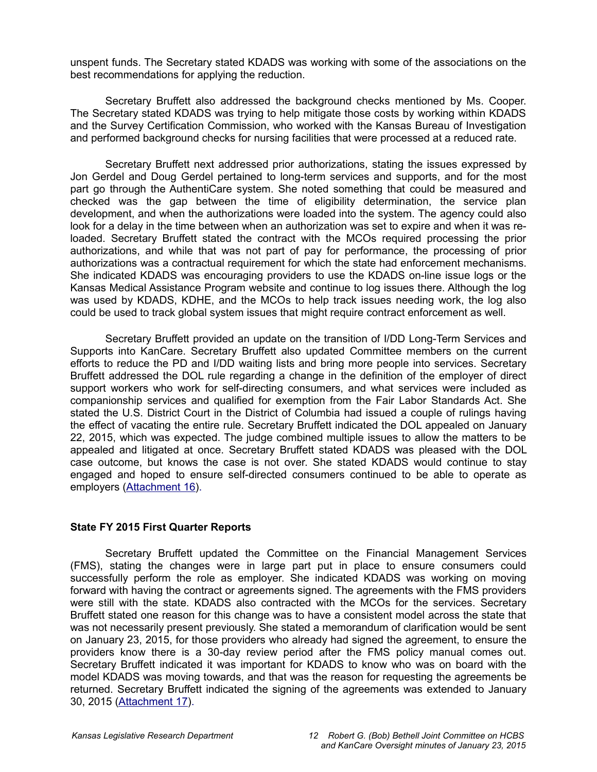unspent funds. The Secretary stated KDADS was working with some of the associations on the best recommendations for applying the reduction.

Secretary Bruffett also addressed the background checks mentioned by Ms. Cooper. The Secretary stated KDADS was trying to help mitigate those costs by working within KDADS and the Survey Certification Commission, who worked with the Kansas Bureau of Investigation and performed background checks for nursing facilities that were processed at a reduced rate.

Secretary Bruffett next addressed prior authorizations, stating the issues expressed by Jon Gerdel and Doug Gerdel pertained to long-term services and supports, and for the most part go through the AuthentiCare system. She noted something that could be measured and checked was the gap between the time of eligibility determination, the service plan development, and when the authorizations were loaded into the system. The agency could also look for a delay in the time between when an authorization was set to expire and when it was re-loaded. Secretary Bruffett stated the contract with the MCOs required processing the prior authorizations, and while that was not part of pay for performance, the processing of prior authorizations was a contractual requirement for which the state had enforcement mechanisms. She indicated KDADS was encouraging providers to use the KDADS on-line issue logs or the Kansas Medical Assistance Program website and continue to log issues there. Although the log was used by KDADS, KDHE, and the MCOs to help track issues needing work, the log also could be used to track global system issues that might require contract enforcement as well.

Secretary Bruffett provided an update on the transition of I/DD Long-Term Services and Supports into KanCare. Secretary Bruffett also updated Committee members on the current efforts to reduce the PD and I/DD waiting lists and bring more people into services. Secretary Bruffett addressed the DOL rule regarding a change in the definition of the employer of direct support workers who work for self-directing consumers, and what services were included as companionship services and qualified for exemption from the Fair Labor Standards Act. She stated the U.S. District Court in the District of Columbia had issued a couple of rulings having the effect of vacating the entire rule. Secretary Bruffett indicated the DOL appealed on January 22, 2015, which was expected. The judge combined multiple issues to allow the matters to be appealed and litigated at once. Secretary Bruffett stated KDADS was pleased with the DOL case outcome, but knows the case is not over. She stated KDADS would continue to stay engaged and hoped to ensure self-directed consumers continued to be able to operate as employers (Attachment 16).

**State FY 2015 First Quarter Reports**

Secretary Bruffett updated the Committee on the Financial Management Services (FMS), stating the changes were in large part put in place to ensure consumers could successfully perform the role as employer. She indicated KDADS was working on moving forward with having the contract or agreements signed. The agreements with the FMS providers were still with the state. KDADS also contracted with the MCOs for the services. Secretary Bruffett stated one reason for this change was to have a consistent model across the state that was not necessarily present previously. She stated a memorandum of clarification would be sent on January 23, 2015, for those providers who already had signed the agreement, to ensure the providers know there is a 30-day review period after the FMS policy manual comes out. Secretary Bruffett indicated it was important for KDADS to know who was on board with the model KDADS was moving towards, and that was the reason for requesting the agreements be returned. Secretary Bruffett indicated the signing of the agreements was extended to January 30, 2015 (Attachment 17).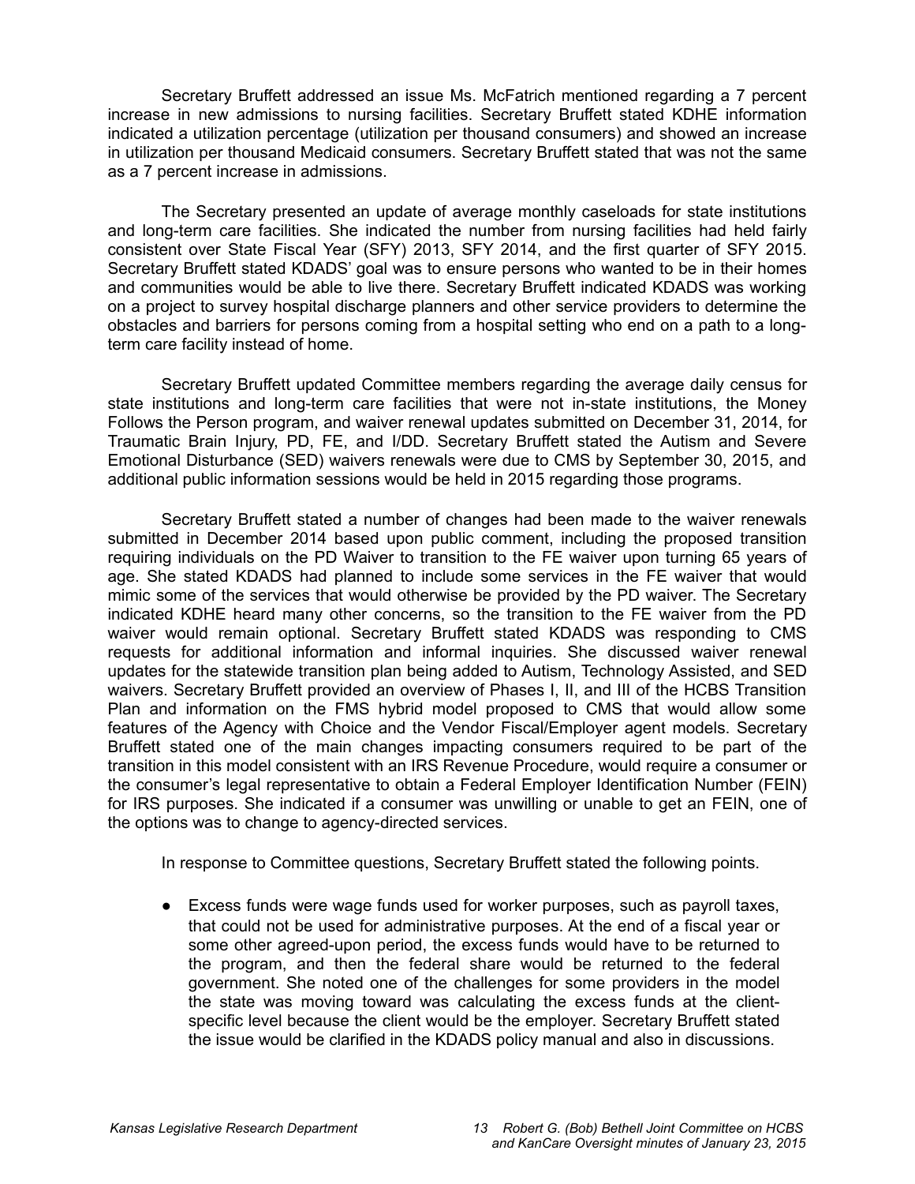Secretary Bruffett addressed an issue Ms. McFatrich mentioned regarding a 7 percent increase in new admissions to nursing facilities. Secretary Bruffett stated KDHE information indicated a utilization percentage (utilization per thousand consumers) and showed an increase in utilization per thousand Medicaid consumers. Secretary Bruffett stated that was not the same as a 7 percent increase in admissions.

The Secretary presented an update of average monthly caseloads for state institutions and long-term care facilities. She indicated the number from nursing facilities had held fairly consistent over State Fiscal Year (SFY) 2013, SFY 2014, and the first quarter of SFY 2015. Secretary Bruffett stated KDADS' goal was to ensure persons who wanted to be in their homes and communities would be able to live there. Secretary Bruffett indicated KDADS was working on a project to survey hospital discharge planners and other service providers to determine the obstacles and barriers for persons coming from a hospital setting who end on a path to a long-term care facility instead of home.

Secretary Bruffett updated Committee members regarding the average daily census for state institutions and long-term care facilities that were not in-state institutions, the Money Follows the Person program, and waiver renewal updates submitted on December 31, 2014, for Traumatic Brain Injury, PD, FE, and I/DD. Secretary Bruffett stated the Autism and Severe Emotional Disturbance (SED) waivers renewals were due to CMS by September 30, 2015, and additional public information sessions would be held in 2015 regarding those programs.

Secretary Bruffett stated a number of changes had been made to the waiver renewals submitted in December 2014 based upon public comment, including the proposed transition requiring individuals on the PD Waiver to transition to the FE waiver upon turning 65 years of age. She stated KDADS had planned to include some services in the FE waiver that would mimic some of the services that would otherwise be provided by the PD waiver. The Secretary indicated KDHE heard many other concerns, so the transition to the FE waiver from the PD waiver would remain optional. Secretary Bruffett stated KDADS was responding to CMS requests for additional information and informal inquiries. She discussed waiver renewal updates for the statewide transition plan being added to Autism, Technology Assisted, and SED waivers. Secretary Bruffett provided an overview of Phases I, II, and III of the HCBS Transition Plan and information on the FMS hybrid model proposed to CMS that would allow some features of the Agency with Choice and the Vendor Fiscal/Employer agent models. Secretary Bruffett stated one of the main changes impacting consumers required to be part of the transition in this model consistent with an IRS Revenue Procedure, would require a consumer or the consumer's legal representative to obtain a Federal Employer Identification Number (FEIN) for IRS purposes. She indicated if a consumer was unwilling or unable to get an FEIN, one of the options was to change to agency-directed services.

In response to Committee questions, Secretary Bruffett stated the following points.

- Excess funds were wage funds used for worker purposes, such as payroll taxes, that could not be used for administrative purposes. At the end of a fiscal year or some other agreed-upon period, the excess funds would have to be returned to the program, and then the federal share would be returned to the federal government. She noted one of the challenges for some providers in the model the state was moving toward was calculating the excess funds at the client-specific level because the client would be the employer. Secretary Bruffett stated the issue would be clarified in the KDADS policy manual and also in discussions.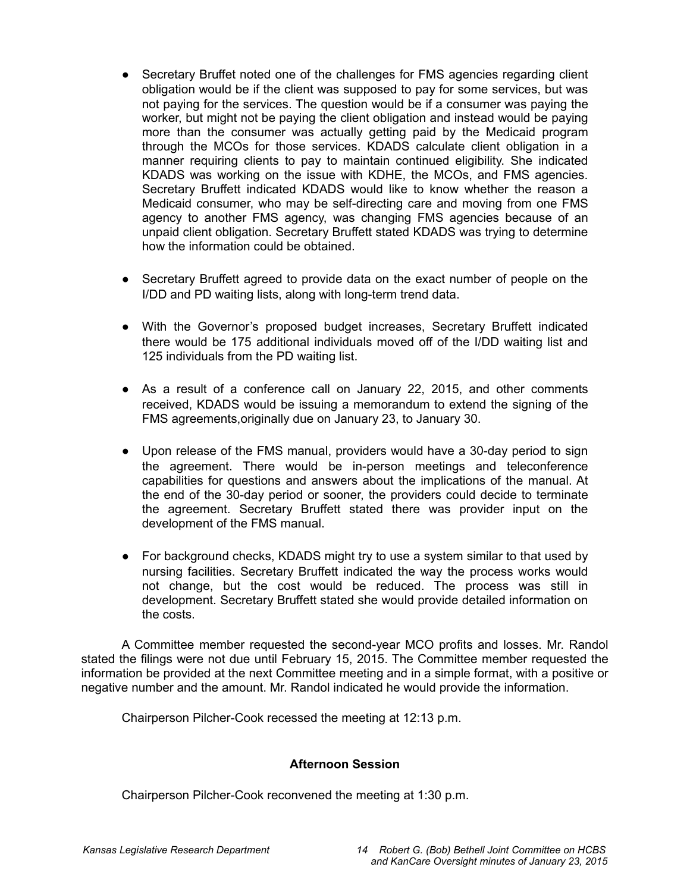- Secretary Bruffet noted one of the challenges for FMS agencies regarding client obligation would be if the client was supposed to pay for some services, but was not paying for the services. The question would be if a consumer was paying the worker, but might not be paying the client obligation and instead would be paying more than the consumer was actually getting paid by the Medicaid program through the MCOs for those services. KDADS calculate client obligation in a manner requiring clients to pay to maintain continued eligibility. She indicated KDADS was working on the issue with KDHE, the MCOs, and FMS agencies. Secretary Bruffett indicated KDADS would like to know whether the reason a Medicaid consumer, who may be self-directing care and moving from one FMS agency to another FMS agency, was changing FMS agencies because of an unpaid client obligation. Secretary Bruffett stated KDADS was trying to determine how the information could be obtained.

- Secretary Bruffett agreed to provide data on the exact number of people on the I/DD and PD waiting lists, along with long-term trend data.

- With the Governor's proposed budget increases, Secretary Bruffett indicated there would be 175 additional individuals moved off of the I/DD waiting list and 125 individuals from the PD waiting list.

- As a result of a conference call on January 22, 2015, and other comments received, KDADS would be issuing a memorandum to extend the signing of the FMS agreements,originally due on January 23, to January 30.

- Upon release of the FMS manual, providers would have a 30-day period to sign the agreement. There would be in-person meetings and teleconference capabilities for questions and answers about the implications of the manual. At the end of the 30-day period or sooner, the providers could decide to terminate the agreement. Secretary Bruffett stated there was provider input on the development of the FMS manual.

- For background checks, KDADS might try to use a system similar to that used by nursing facilities. Secretary Bruffett indicated the way the process works would not change, but the cost would be reduced. The process was still in development. Secretary Bruffett stated she would provide detailed information on the costs.

A Committee member requested the second-year MCO profits and losses. Mr. Randol stated the filings were not due until February 15, 2015. The Committee member requested the information be provided at the next Committee meeting and in a simple format, with a positive or negative number and the amount. Mr. Randol indicated he would provide the information.

Chairperson Pilcher-Cook recessed the meeting at 12:13 p.m.

**Afternoon Session**

Chairperson Pilcher-Cook reconvened the meeting at 1:30 p.m.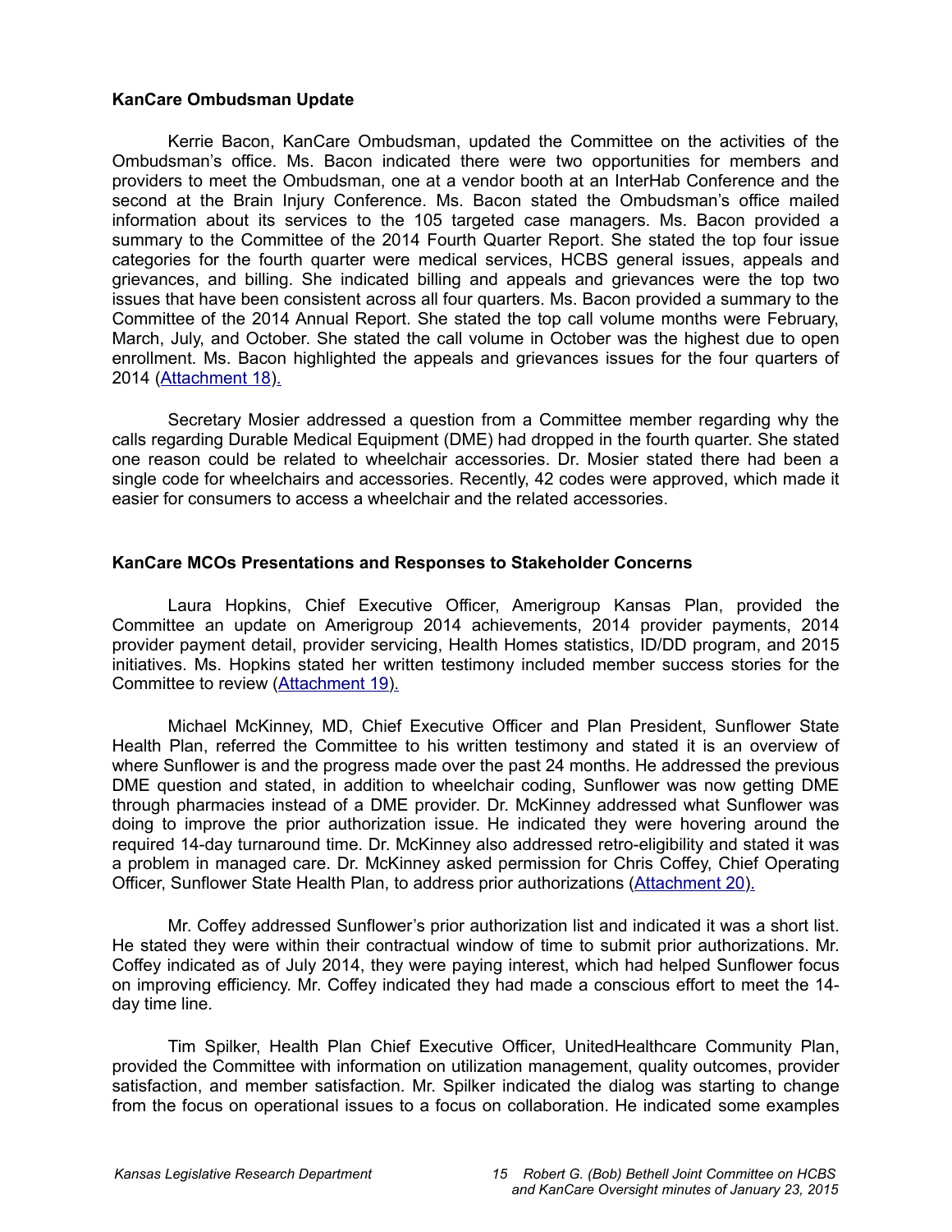**KanCare Ombudsman Update**

Kerrie Bacon, KanCare Ombudsman, updated the Committee on the activities of the Ombudsman's office. Ms. Bacon indicated there were two opportunities for members and providers to meet the Ombudsman, one at a vendor booth at an InterHab Conference and the second at the Brain Injury Conference. Ms. Bacon stated the Ombudsman's office mailed information about its services to the 105 targeted case managers. Ms. Bacon provided a summary to the Committee of the 2014 Fourth Quarter Report. She stated the top four issue categories for the fourth quarter were medical services, HCBS general issues, appeals and grievances, and billing. She indicated billing and appeals and grievances were the top two issues that have been consistent across all four quarters. Ms. Bacon provided a summary to the Committee of the 2014 Annual Report. She stated the top call volume months were February, March, July, and October. She stated the call volume in October was the highest due to open enrollment. Ms. Bacon highlighted the appeals and grievances issues for the four quarters of 2014 (Attachment 18).

Secretary Mosier addressed a question from a Committee member regarding why the calls regarding Durable Medical Equipment (DME) had dropped in the fourth quarter. She stated one reason could be related to wheelchair accessories. Dr. Mosier stated there had been a single code for wheelchairs and accessories. Recently, 42 codes were approved, which made it easier for consumers to access a wheelchair and the related accessories.

**KanCare MCOs Presentations and Responses to Stakeholder Concerns**

Laura Hopkins, Chief Executive Officer, Amerigroup Kansas Plan, provided the Committee an update on Amerigroup 2014 achievements, 2014 provider payments, 2014 provider payment detail, provider servicing, Health Homes statistics, ID/DD program, and 2015 initiatives. Ms. Hopkins stated her written testimony included member success stories for the Committee to review (Attachment 19).

Michael McKinney, MD, Chief Executive Officer and Plan President, Sunflower State Health Plan, referred the Committee to his written testimony and stated it is an overview of where Sunflower is and the progress made over the past 24 months. He addressed the previous DME question and stated, in addition to wheelchair coding, Sunflower was now getting DME through pharmacies instead of a DME provider. Dr. McKinney addressed what Sunflower was doing to improve the prior authorization issue. He indicated they were hovering around the required 14-day turnaround time. Dr. McKinney also addressed retro-eligibility and stated it was a problem in managed care. Dr. McKinney asked permission for Chris Coffey, Chief Operating Officer, Sunflower State Health Plan, to address prior authorizations (Attachment 20).

Mr. Coffey addressed Sunflower's prior authorization list and indicated it was a short list. He stated they were within their contractual window of time to submit prior authorizations. Mr. Coffey indicated as of July 2014, they were paying interest, which had helped Sunflower focus on improving efficiency. Mr. Coffey indicated they had made a conscious effort to meet the 14-day time line.

Tim Spilker, Health Plan Chief Executive Officer, UnitedHealthcare Community Plan, provided the Committee with information on utilization management, quality outcomes, provider satisfaction, and member satisfaction. Mr. Spilker indicated the dialog was starting to change from the focus on operational issues to a focus on collaboration. He indicated some examples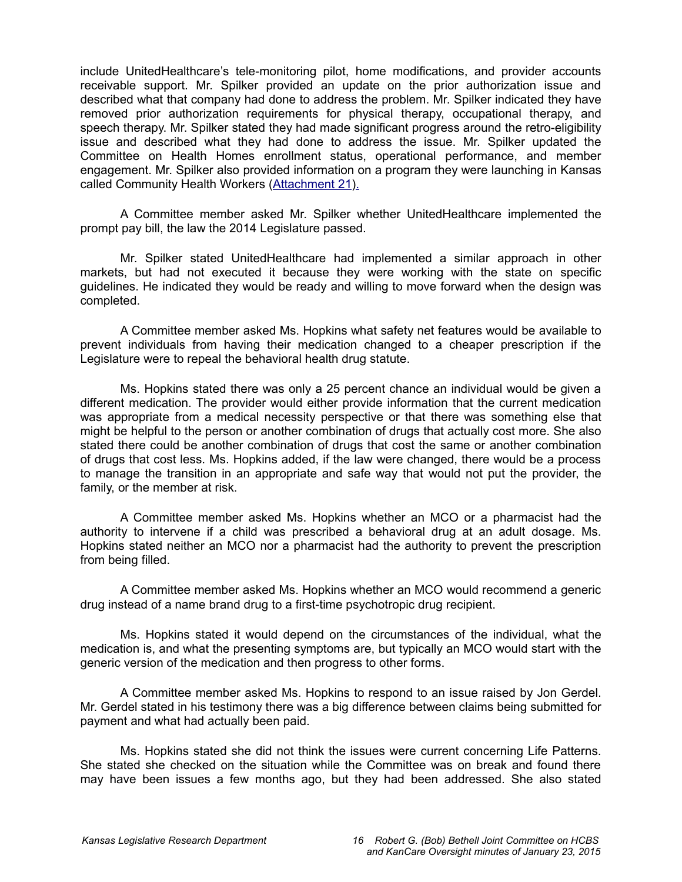include UnitedHealthcare's tele-monitoring pilot, home modifications, and provider accounts receivable support. Mr. Spilker provided an update on the prior authorization issue and described what that company had done to address the problem. Mr. Spilker indicated they have removed prior authorization requirements for physical therapy, occupational therapy, and speech therapy. Mr. Spilker stated they had made significant progress around the retro-eligibility issue and described what they had done to address the issue. Mr. Spilker updated the Committee on Health Homes enrollment status, operational performance, and member engagement. Mr. Spilker also provided information on a program they were launching in Kansas called Community Health Workers (Attachment 21).

A Committee member asked Mr. Spilker whether UnitedHealthcare implemented the prompt pay bill, the law the 2014 Legislature passed.

Mr. Spilker stated UnitedHealthcare had implemented a similar approach in other markets, but had not executed it because they were working with the state on specific guidelines. He indicated they would be ready and willing to move forward when the design was completed.

A Committee member asked Ms. Hopkins what safety net features would be available to prevent individuals from having their medication changed to a cheaper prescription if the Legislature were to repeal the behavioral health drug statute.

Ms. Hopkins stated there was only a 25 percent chance an individual would be given a different medication. The provider would either provide information that the current medication was appropriate from a medical necessity perspective or that there was something else that might be helpful to the person or another combination of drugs that actually cost more. She also stated there could be another combination of drugs that cost the same or another combination of drugs that cost less. Ms. Hopkins added, if the law were changed, there would be a process to manage the transition in an appropriate and safe way that would not put the provider, the family, or the member at risk.

A Committee member asked Ms. Hopkins whether an MCO or a pharmacist had the authority to intervene if a child was prescribed a behavioral drug at an adult dosage. Ms. Hopkins stated neither an MCO nor a pharmacist had the authority to prevent the prescription from being filled.

A Committee member asked Ms. Hopkins whether an MCO would recommend a generic drug instead of a name brand drug to a first-time psychotropic drug recipient.

Ms. Hopkins stated it would depend on the circumstances of the individual, what the medication is, and what the presenting symptoms are, but typically an MCO would start with the generic version of the medication and then progress to other forms.

A Committee member asked Ms. Hopkins to respond to an issue raised by Jon Gerdel. Mr. Gerdel stated in his testimony there was a big difference between claims being submitted for payment and what had actually been paid.

Ms. Hopkins stated she did not think the issues were current concerning Life Patterns. She stated she checked on the situation while the Committee was on break and found there may have been issues a few months ago, but they had been addressed. She also stated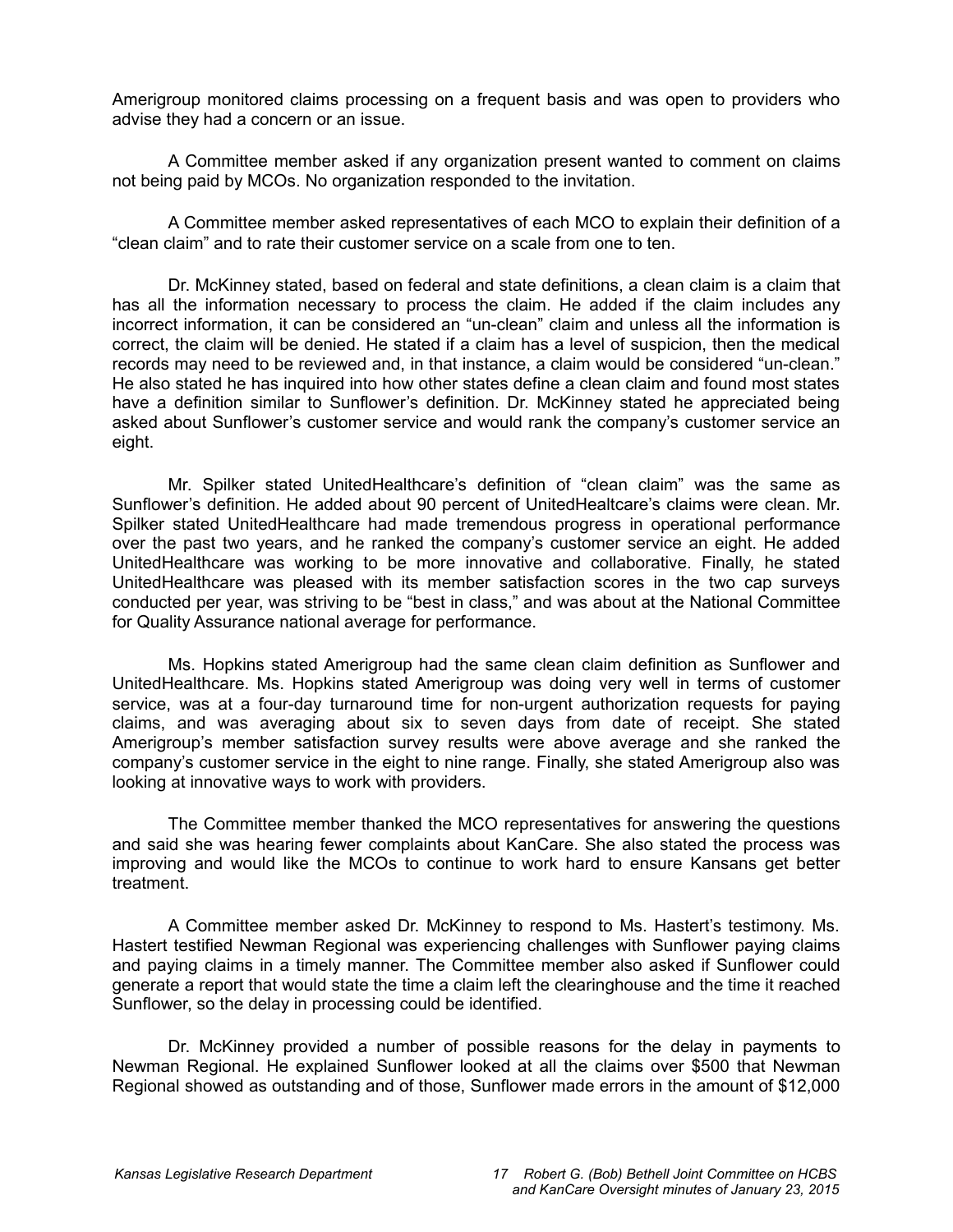Amerigroup monitored claims processing on a frequent basis and was open to providers who advise they had a concern or an issue.

A Committee member asked if any organization present wanted to comment on claims not being paid by MCOs. No organization responded to the invitation.

A Committee member asked representatives of each MCO to explain their definition of a "clean claim" and to rate their customer service on a scale from one to ten.

Dr. McKinney stated, based on federal and state definitions, a clean claim is a claim that has all the information necessary to process the claim. He added if the claim includes any incorrect information, it can be considered an "un-clean" claim and unless all the information is correct, the claim will be denied. He stated if a claim has a level of suspicion, then the medical records may need to be reviewed and, in that instance, a claim would be considered "un-clean." He also stated he has inquired into how other states define a clean claim and found most states have a definition similar to Sunflower's definition. Dr. McKinney stated he appreciated being asked about Sunflower's customer service and would rank the company's customer service an eight.

Mr. Spilker stated UnitedHealthcare's definition of "clean claim" was the same as Sunflower's definition. He added about 90 percent of UnitedHealtcare's claims were clean. Mr. Spilker stated UnitedHealthcare had made tremendous progress in operational performance over the past two years, and he ranked the company's customer service an eight. He added UnitedHealthcare was working to be more innovative and collaborative. Finally, he stated UnitedHealthcare was pleased with its member satisfaction scores in the two cap surveys conducted per year, was striving to be "best in class," and was about at the National Committee for Quality Assurance national average for performance.

Ms. Hopkins stated Amerigroup had the same clean claim definition as Sunflower and UnitedHealthcare. Ms. Hopkins stated Amerigroup was doing very well in terms of customer service, was at a four-day turnaround time for non-urgent authorization requests for paying claims, and was averaging about six to seven days from date of receipt. She stated Amerigroup's member satisfaction survey results were above average and she ranked the company's customer service in the eight to nine range. Finally, she stated Amerigroup also was looking at innovative ways to work with providers.

The Committee member thanked the MCO representatives for answering the questions and said she was hearing fewer complaints about KanCare. She also stated the process was improving and would like the MCOs to continue to work hard to ensure Kansans get better treatment.

A Committee member asked Dr. McKinney to respond to Ms. Hastert's testimony. Ms. Hastert testified Newman Regional was experiencing challenges with Sunflower paying claims and paying claims in a timely manner. The Committee member also asked if Sunflower could generate a report that would state the time a claim left the clearinghouse and the time it reached Sunflower, so the delay in processing could be identified.

Dr. McKinney provided a number of possible reasons for the delay in payments to Newman Regional. He explained Sunflower looked at all the claims over $500 that Newman Regional showed as outstanding and of those, Sunflower made errors in the amount of $12,000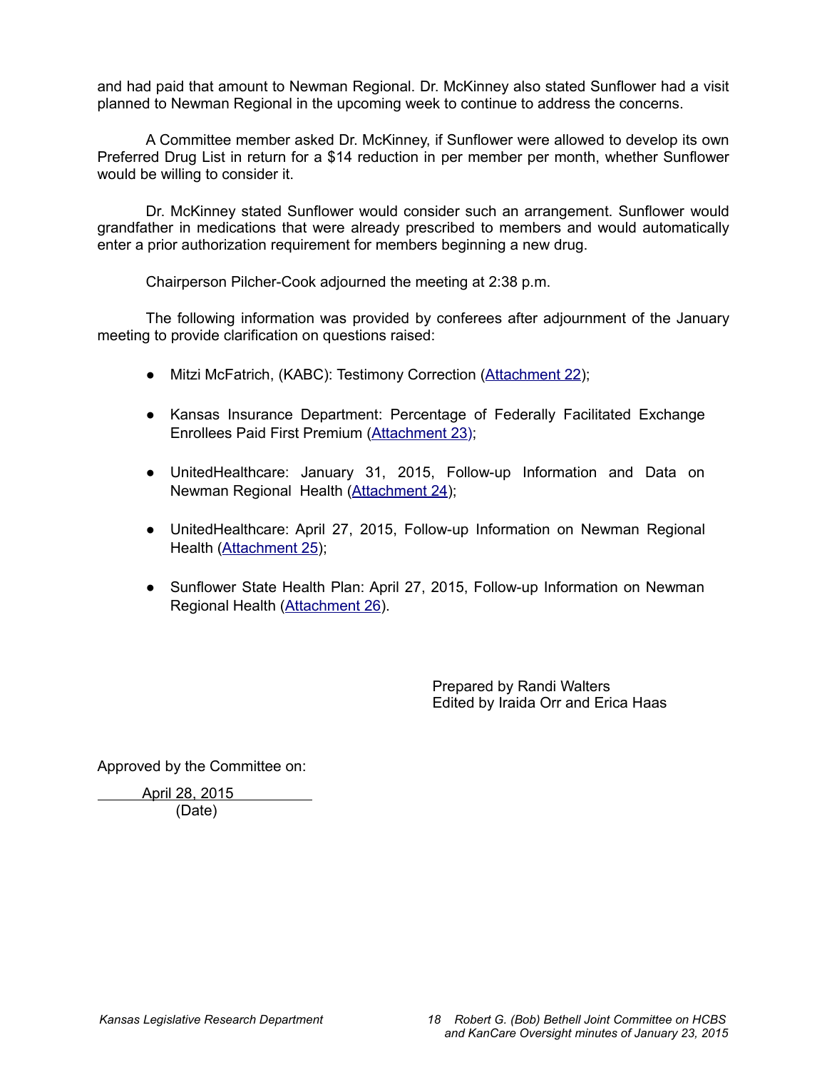and had paid that amount to Newman Regional. Dr. McKinney also stated Sunflower had a visit planned to Newman Regional in the upcoming week to continue to address the concerns.

A Committee member asked Dr. McKinney, if Sunflower were allowed to develop its own Preferred Drug List in return for a $14 reduction in per member per month, whether Sunflower would be willing to consider it.

Dr. McKinney stated Sunflower would consider such an arrangement. Sunflower would grandfather in medications that were already prescribed to members and would automatically enter a prior authorization requirement for members beginning a new drug.

Chairperson Pilcher-Cook adjourned the meeting at 2:38 p.m.

The following information was provided by conferees after adjournment of the January meeting to provide clarification on questions raised:

- Mitzi McFatrich, (KABC): Testimony Correction (Attachment 22);
- Kansas Insurance Department: Percentage of Federally Facilitated Exchange Enrollees Paid First Premium (Attachment 23);
- UnitedHealthcare: January 31, 2015, Follow-up Information and Data on Newman Regional Health (Attachment 24);
- UnitedHealthcare: April 27, 2015, Follow-up Information on Newman Regional Health (Attachment 25);
- Sunflower State Health Plan: April 27, 2015, Follow-up Information on Newman Regional Health (Attachment 26).

Prepared by Randi Walters
Edited by Iraida Orr and Erica Haas

Approved by the Committee on:

April 28, 2015
(Date)